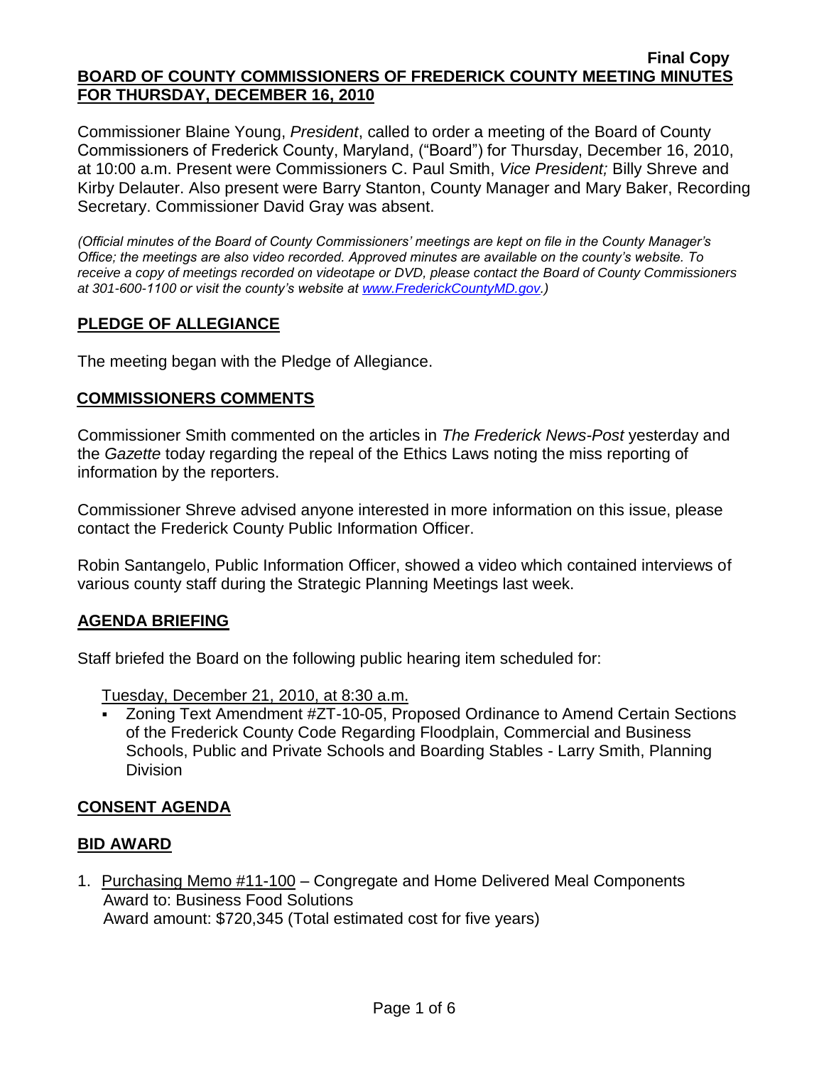**Final Copy**

# BOARD OF COUNTY COMMISSIONERS OF FREDERICK COUNTY MEETING MINUTES FOR THURSDAY, DECEMBER 16, 2010

Commissioner Blaine Young, *President*, called to order a meeting of the Board of County Commissioners of Frederick County, Maryland, ("Board") for Thursday, December 16, 2010, at 10:00 a.m. Present were Commissioners C. Paul Smith, *Vice President;* Billy Shreve and Kirby Delauter. Also present were Barry Stanton, County Manager and Mary Baker, Recording Secretary. Commissioner David Gray was absent.

*(Official minutes of the Board of County Commissioners' meetings are kept on file in the County Manager's Office; the meetings are also video recorded. Approved minutes are available on the county's website. To receive a copy of meetings recorded on videotape or DVD, please contact the Board of County Commissioners at 301-600-1100 or visit the county's website at www.FrederickCountyMD.gov.)*

## PLEDGE OF ALLEGIANCE

The meeting began with the Pledge of Allegiance.

## COMMISSIONERS COMMENTS

Commissioner Smith commented on the articles in *The Frederick News-Post* yesterday and the *Gazette* today regarding the repeal of the Ethics Laws noting the miss reporting of information by the reporters.

Commissioner Shreve advised anyone interested in more information on this issue, please contact the Frederick County Public Information Officer.

Robin Santangelo, Public Information Officer, showed a video which contained interviews of various county staff during the Strategic Planning Meetings last week.

## AGENDA BRIEFING

Staff briefed the Board on the following public hearing item scheduled for:

Tuesday, December 21, 2010, at 8:30 a.m.

- Zoning Text Amendment #ZT-10-05, Proposed Ordinance to Amend Certain Sections of the Frederick County Code Regarding Floodplain, Commercial and Business Schools, Public and Private Schools and Boarding Stables - Larry Smith, Planning Division

## CONSENT AGENDA

## BID AWARD

1. Purchasing Memo #11-100 – Congregate and Home Delivered Meal Components
   Award to: Business Food Solutions
   Award amount: $720,345 (Total estimated cost for five years)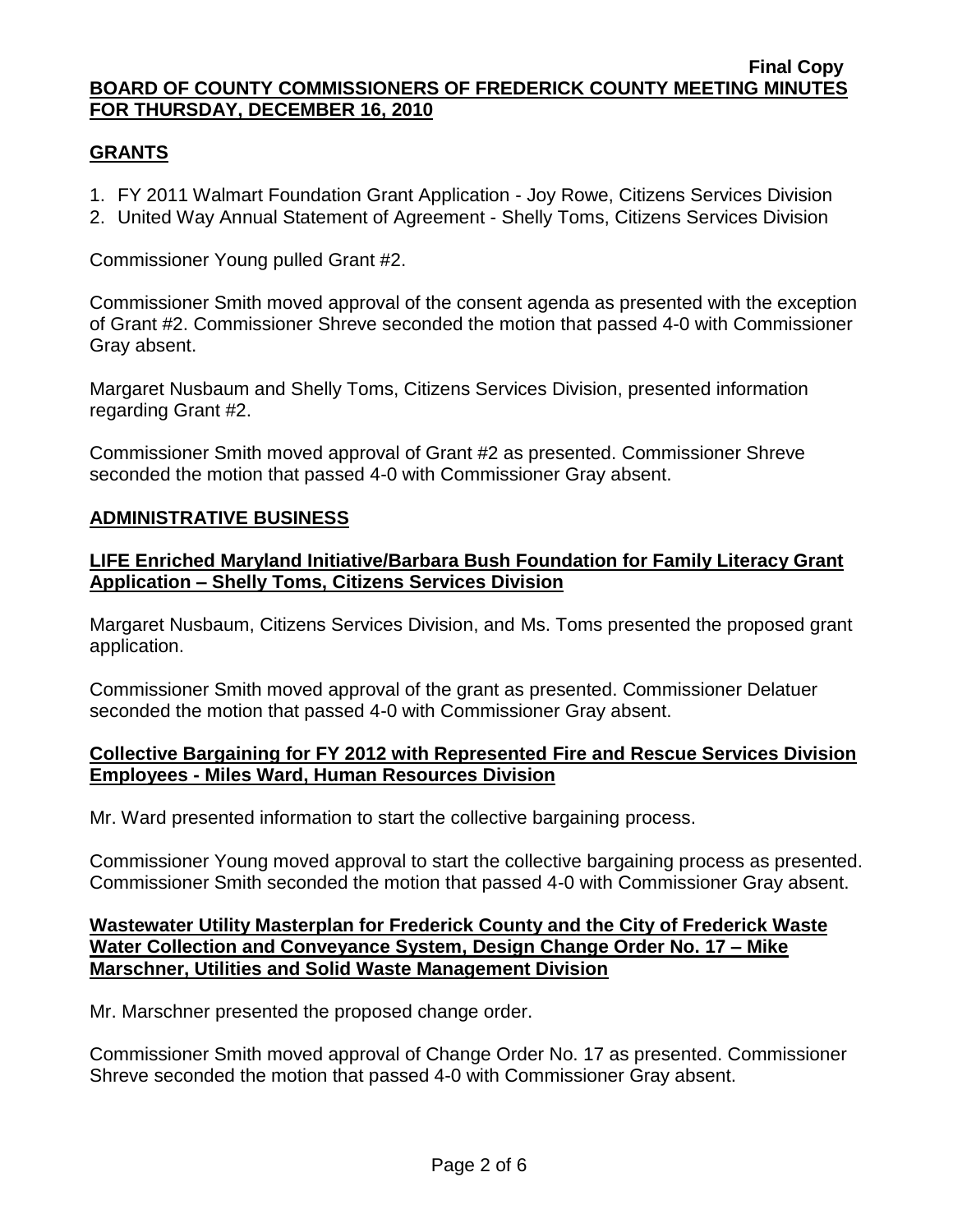## GRANTS

1. FY 2011 Walmart Foundation Grant Application - Joy Rowe, Citizens Services Division
2. United Way Annual Statement of Agreement - Shelly Toms, Citizens Services Division

Commissioner Young pulled Grant #2.

Commissioner Smith moved approval of the consent agenda as presented with the exception of Grant #2. Commissioner Shreve seconded the motion that passed 4-0 with Commissioner Gray absent.

Margaret Nusbaum and Shelly Toms, Citizens Services Division, presented information regarding Grant #2.

Commissioner Smith moved approval of Grant #2 as presented. Commissioner Shreve seconded the motion that passed 4-0 with Commissioner Gray absent.

## ADMINISTRATIVE BUSINESS

### LIFE Enriched Maryland Initiative/Barbara Bush Foundation for Family Literacy Grant Application – Shelly Toms, Citizens Services Division

Margaret Nusbaum, Citizens Services Division, and Ms. Toms presented the proposed grant application.

Commissioner Smith moved approval of the grant as presented. Commissioner Delatuer seconded the motion that passed 4-0 with Commissioner Gray absent.

### Collective Bargaining for FY 2012 with Represented Fire and Rescue Services Division Employees - Miles Ward, Human Resources Division

Mr. Ward presented information to start the collective bargaining process.

Commissioner Young moved approval to start the collective bargaining process as presented. Commissioner Smith seconded the motion that passed 4-0 with Commissioner Gray absent.

### Wastewater Utility Masterplan for Frederick County and the City of Frederick Waste Water Collection and Conveyance System, Design Change Order No. 17 – Mike Marschner, Utilities and Solid Waste Management Division

Mr. Marschner presented the proposed change order.

Commissioner Smith moved approval of Change Order No. 17 as presented. Commissioner Shreve seconded the motion that passed 4-0 with Commissioner Gray absent.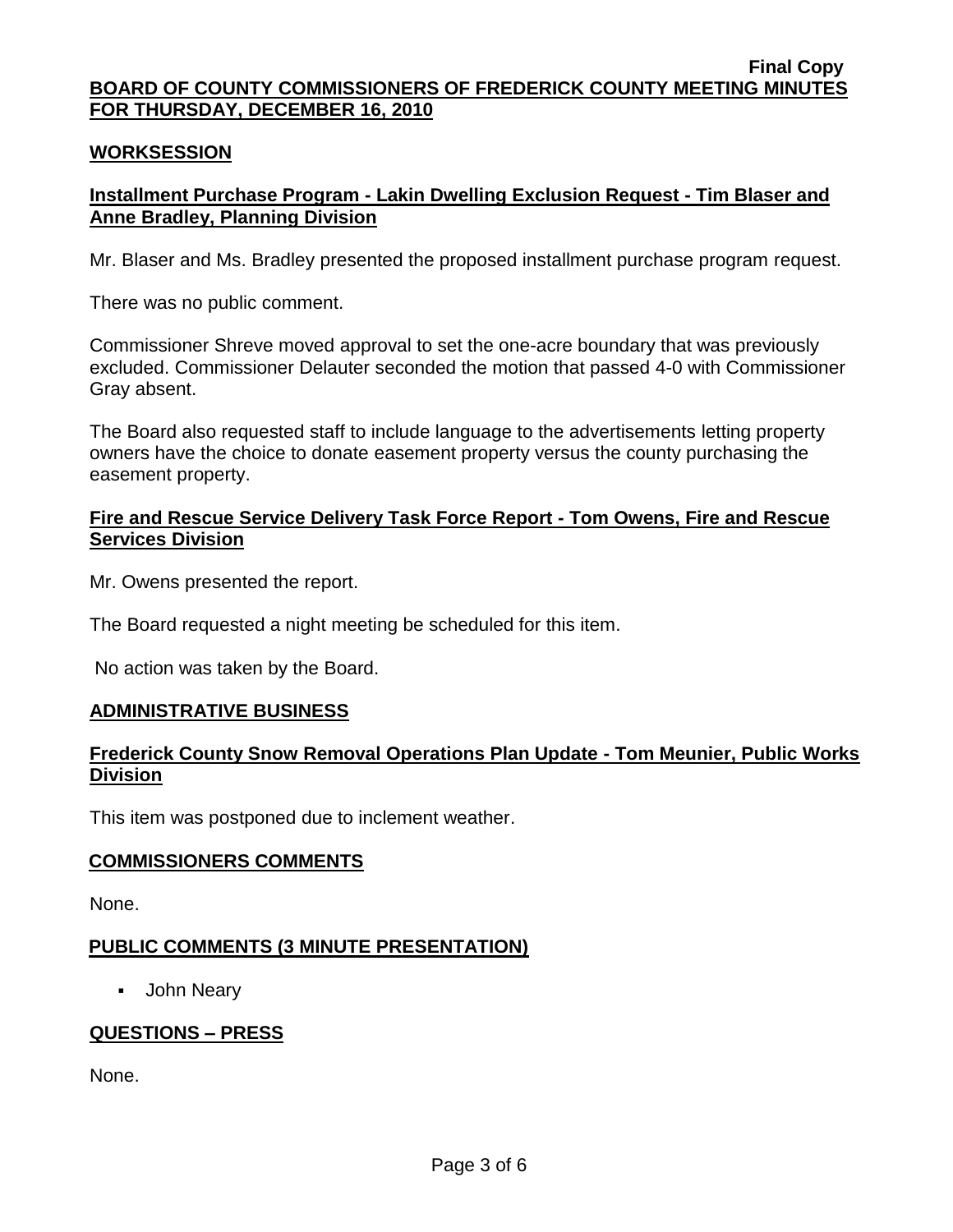**Final Copy**

**BOARD OF COUNTY COMMISSIONERS OF FREDERICK COUNTY MEETING MINUTES FOR THURSDAY, DECEMBER 16, 2010**

## WORKSESSION

### Installment Purchase Program - Lakin Dwelling Exclusion Request - Tim Blaser and Anne Bradley, Planning Division

Mr. Blaser and Ms. Bradley presented the proposed installment purchase program request.

There was no public comment.

Commissioner Shreve moved approval to set the one-acre boundary that was previously excluded. Commissioner Delauter seconded the motion that passed 4-0 with Commissioner Gray absent.

The Board also requested staff to include language to the advertisements letting property owners have the choice to donate easement property versus the county purchasing the easement property.

### Fire and Rescue Service Delivery Task Force Report - Tom Owens, Fire and Rescue Services Division

Mr. Owens presented the report.

The Board requested a night meeting be scheduled for this item.

No action was taken by the Board.

## ADMINISTRATIVE BUSINESS

### Frederick County Snow Removal Operations Plan Update - Tom Meunier, Public Works Division

This item was postponed due to inclement weather.

## COMMISSIONERS COMMENTS

None.

## PUBLIC COMMENTS (3 MINUTE PRESENTATION)

- John Neary

## QUESTIONS – PRESS

None.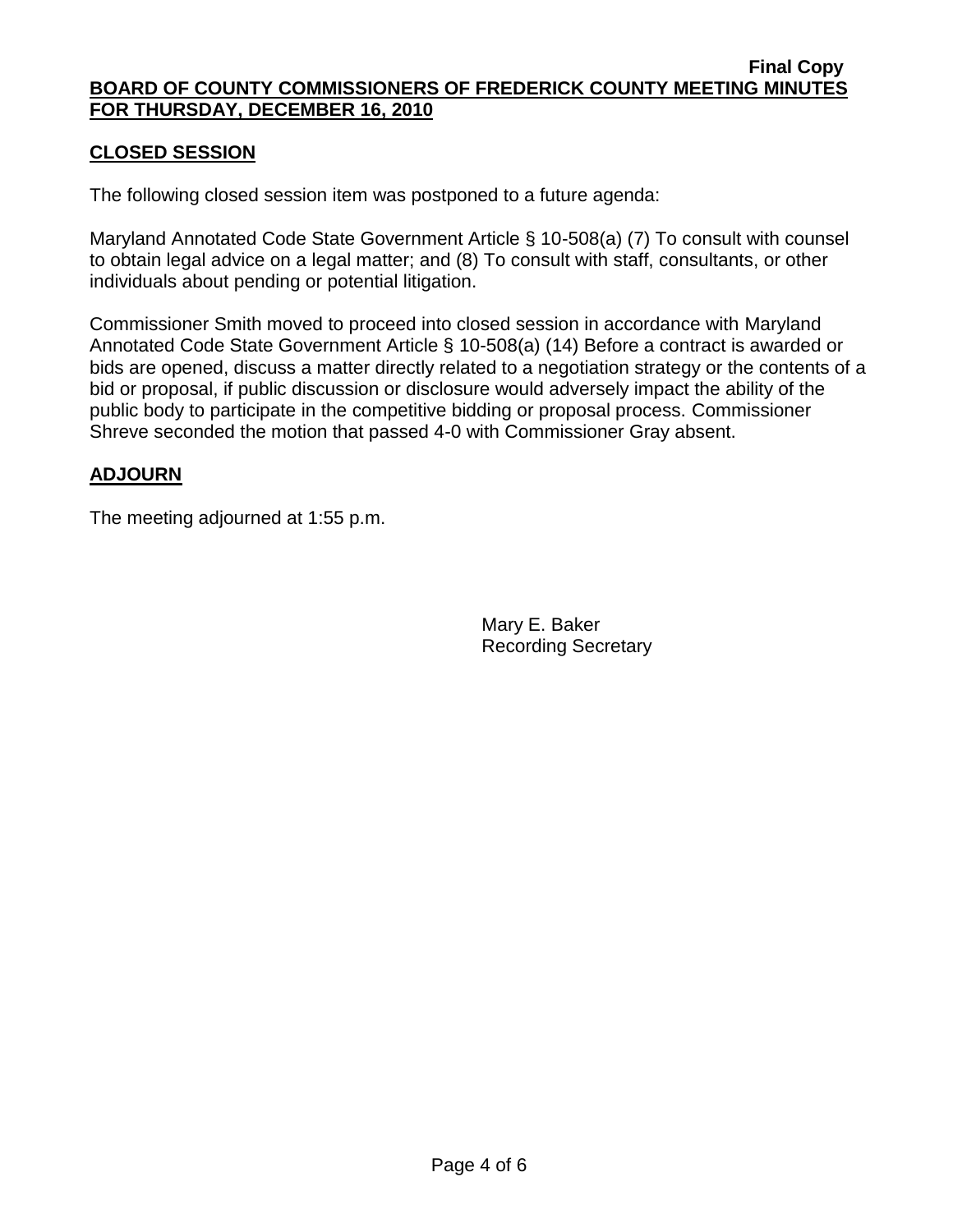## CLOSED SESSION

The following closed session item was postponed to a future agenda:

Maryland Annotated Code State Government Article § 10-508(a) (7) To consult with counsel to obtain legal advice on a legal matter; and (8) To consult with staff, consultants, or other individuals about pending or potential litigation.

Commissioner Smith moved to proceed into closed session in accordance with Maryland Annotated Code State Government Article § 10-508(a) (14) Before a contract is awarded or bids are opened, discuss a matter directly related to a negotiation strategy or the contents of a bid or proposal, if public discussion or disclosure would adversely impact the ability of the public body to participate in the competitive bidding or proposal process. Commissioner Shreve seconded the motion that passed 4-0 with Commissioner Gray absent.

## ADJOURN

The meeting adjourned at 1:55 p.m.

Mary E. Baker
Recording Secretary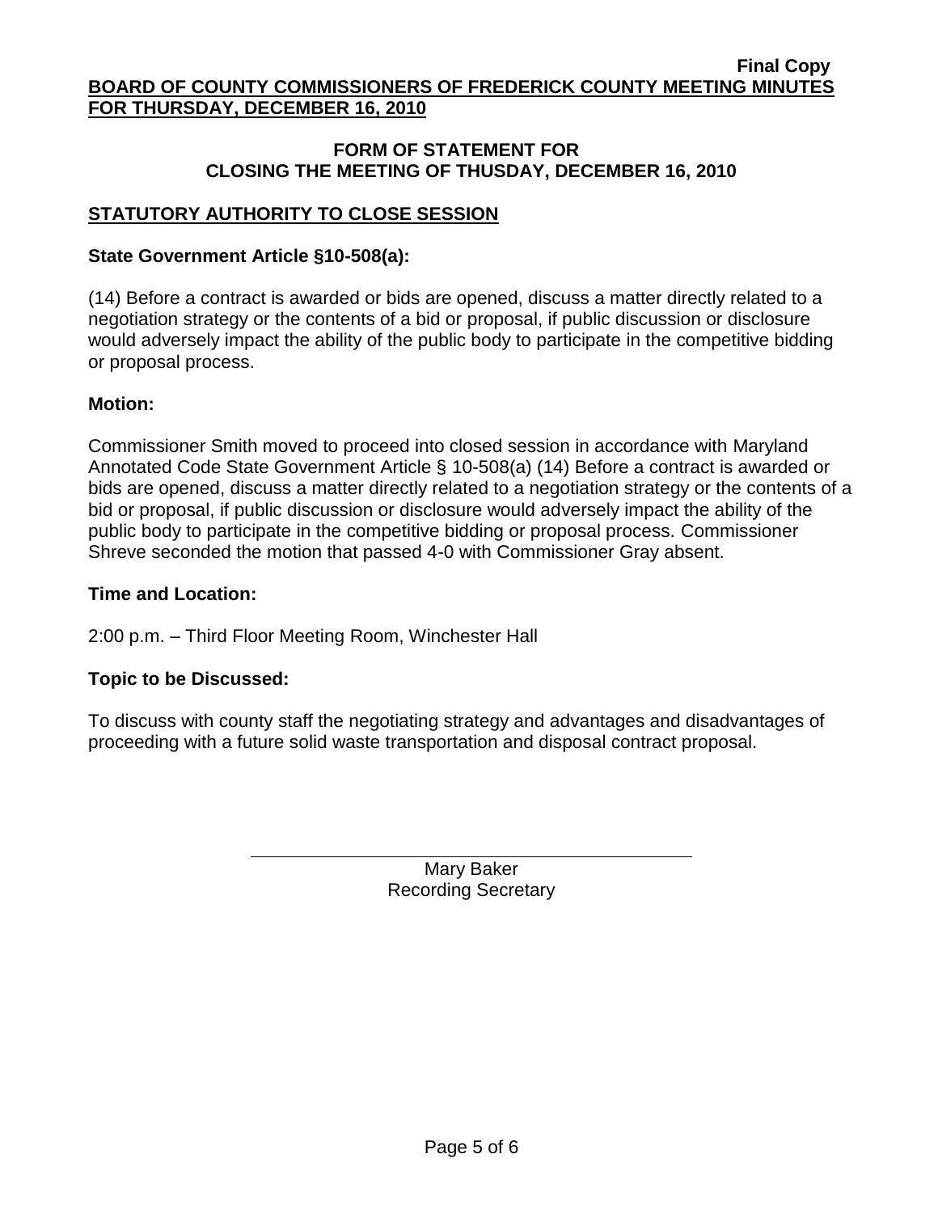**Final Copy**

**BOARD OF COUNTY COMMISSIONERS OF FREDERICK COUNTY MEETING MINUTES FOR THURSDAY, DECEMBER 16, 2010**

**FORM OF STATEMENT FOR CLOSING THE MEETING OF THUSDAY, DECEMBER 16, 2010**

## STATUTORY AUTHORITY TO CLOSE SESSION

**State Government Article §10-508(a):**

(14) Before a contract is awarded or bids are opened, discuss a matter directly related to a negotiation strategy or the contents of a bid or proposal, if public discussion or disclosure would adversely impact the ability of the public body to participate in the competitive bidding or proposal process.

**Motion:**

Commissioner Smith moved to proceed into closed session in accordance with Maryland Annotated Code State Government Article § 10-508(a) (14) Before a contract is awarded or bids are opened, discuss a matter directly related to a negotiation strategy or the contents of a bid or proposal, if public discussion or disclosure would adversely impact the ability of the public body to participate in the competitive bidding or proposal process. Commissioner Shreve seconded the motion that passed 4-0 with Commissioner Gray absent.

**Time and Location:**

2:00 p.m. – Third Floor Meeting Room, Winchester Hall

**Topic to be Discussed:**

To discuss with county staff the negotiating strategy and advantages and disadvantages of proceeding with a future solid waste transportation and disposal contract proposal.

Mary Baker
Recording Secretary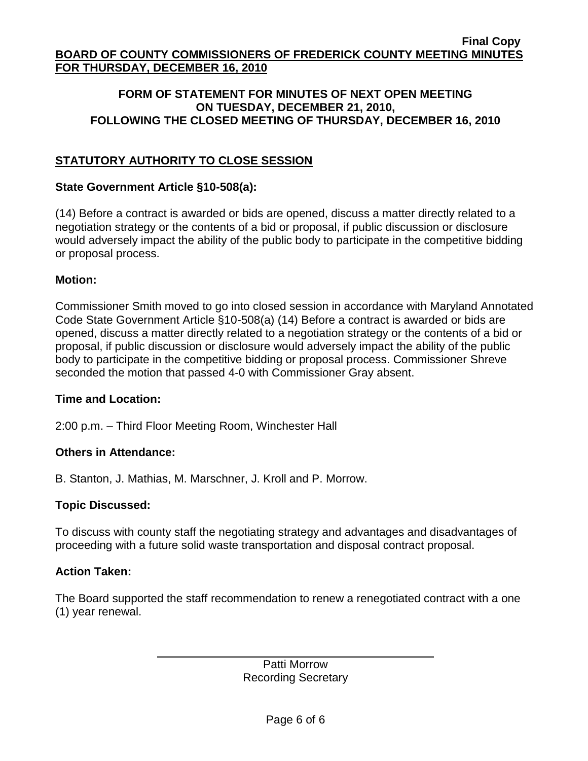**Final Copy**

**BOARD OF COUNTY COMMISSIONERS OF FREDERICK COUNTY MEETING MINUTES FOR THURSDAY, DECEMBER 16, 2010**

**FORM OF STATEMENT FOR MINUTES OF NEXT OPEN MEETING ON TUESDAY, DECEMBER 21, 2010, FOLLOWING THE CLOSED MEETING OF THURSDAY, DECEMBER 16, 2010**

## STATUTORY AUTHORITY TO CLOSE SESSION

### State Government Article §10-508(a):

(14) Before a contract is awarded or bids are opened, discuss a matter directly related to a negotiation strategy or the contents of a bid or proposal, if public discussion or disclosure would adversely impact the ability of the public body to participate in the competitive bidding or proposal process.

### Motion:

Commissioner Smith moved to go into closed session in accordance with Maryland Annotated Code State Government Article §10-508(a) (14) Before a contract is awarded or bids are opened, discuss a matter directly related to a negotiation strategy or the contents of a bid or proposal, if public discussion or disclosure would adversely impact the ability of the public body to participate in the competitive bidding or proposal process. Commissioner Shreve seconded the motion that passed 4-0 with Commissioner Gray absent.

### Time and Location:

2:00 p.m. – Third Floor Meeting Room, Winchester Hall

### Others in Attendance:

B. Stanton, J. Mathias, M. Marschner, J. Kroll and P. Morrow.

### Topic Discussed:

To discuss with county staff the negotiating strategy and advantages and disadvantages of proceeding with a future solid waste transportation and disposal contract proposal.

### Action Taken:

The Board supported the staff recommendation to renew a renegotiated contract with a one (1) year renewal.

Patti Morrow
Recording Secretary